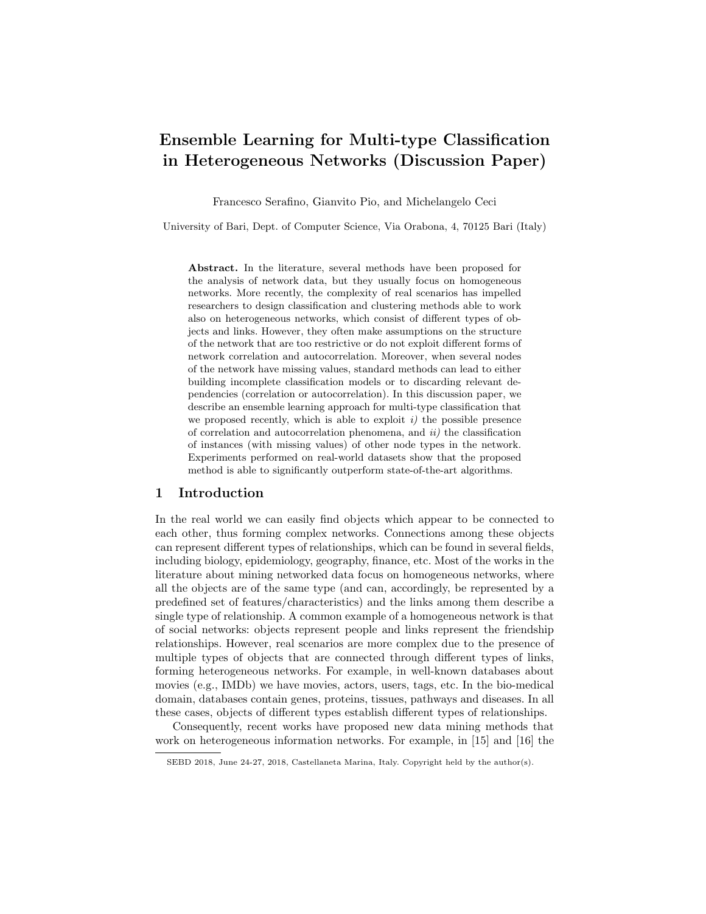# Ensemble Learning for Multi-type Classification in Heterogeneous Networks (Discussion Paper)

Francesco Serafino, Gianvito Pio, and Michelangelo Ceci

University of Bari, Dept. of Computer Science, Via Orabona, 4, 70125 Bari (Italy)

**Abstract.** In the literature, several methods have been proposed for the analysis of network data, but they usually focus on homogeneous networks. More recently, the complexity of real scenarios has impelled researchers to design classification and clustering methods able to work also on heterogeneous networks, which consist of different types of objects and links. However, they often make assumptions on the structure of the network that are too restrictive or do not exploit different forms of network correlation and autocorrelation. Moreover, when several nodes of the network have missing values, standard methods can lead to either building incomplete classification models or to discarding relevant dependencies (correlation or autocorrelation). In this discussion paper, we describe an ensemble learning approach for multi-type classification that we proposed recently, which is able to exploit *i)* the possible presence of correlation and autocorrelation phenomena, and *ii)* the classification of instances (with missing values) of other node types in the network. Experiments performed on real-world datasets show that the proposed method is able to significantly outperform state-of-the-art algorithms.

## 1 Introduction

In the real world we can easily find objects which appear to be connected to each other, thus forming complex networks. Connections among these objects can represent different types of relationships, which can be found in several fields, including biology, epidemiology, geography, finance, etc. Most of the works in the literature about mining networked data focus on homogeneous networks, where all the objects are of the same type (and can, accordingly, be represented by a predefined set of features/characteristics) and the links among them describe a single type of relationship. A common example of a homogeneous network is that of social networks: objects represent people and links represent the friendship relationships. However, real scenarios are more complex due to the presence of multiple types of objects that are connected through different types of links, forming heterogeneous networks. For example, in well-known databases about movies (e.g., IMDb) we have movies, actors, users, tags, etc. In the bio-medical domain, databases contain genes, proteins, tissues, pathways and diseases. In all these cases, objects of different types establish different types of relationships.

Consequently, recent works have proposed new data mining methods that work on heterogeneous information networks. For example, in [15] and [16] the

SEBD 2018, June 24-27, 2018, Castellaneta Marina, Italy. Copyright held by the author(s).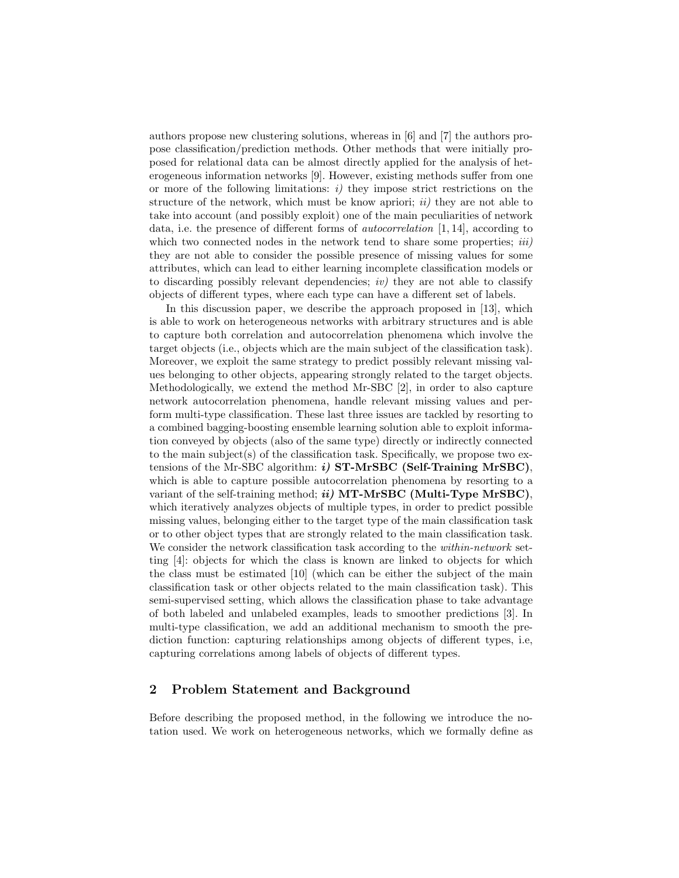authors propose new clustering solutions, whereas in [6] and [7] the authors propose classification/prediction methods. Other methods that were initially proposed for relational data can be almost directly applied for the analysis of heterogeneous information networks [9]. However, existing methods suffer from one or more of the following limitations: *i)* they impose strict restrictions on the structure of the network, which must be know apriori; *ii)* they are not able to take into account (and possibly exploit) one of the main peculiarities of network data, i.e. the presence of different forms of *autocorrelation* [1, 14], according to which two connected nodes in the network tend to share some properties; *iii)* they are not able to consider the possible presence of missing values for some attributes, which can lead to either learning incomplete classification models or to discarding possibly relevant dependencies; *iv)* they are not able to classify objects of different types, where each type can have a different set of labels.

In this discussion paper, we describe the approach proposed in [13], which is able to work on heterogeneous networks with arbitrary structures and is able to capture both correlation and autocorrelation phenomena which involve the target objects (i.e., objects which are the main subject of the classification task). Moreover, we exploit the same strategy to predict possibly relevant missing values belonging to other objects, appearing strongly related to the target objects. Methodologically, we extend the method Mr-SBC [2], in order to also capture network autocorrelation phenomena, handle relevant missing values and perform multi-type classification. These last three issues are tackled by resorting to a combined bagging-boosting ensemble learning solution able to exploit information conveyed by objects (also of the same type) directly or indirectly connected to the main subject(s) of the classification task. Specifically, we propose two extensions of the Mr-SBC algorithm: ***i)* ST-MrSBC (Self-Training MrSBC)**, which is able to capture possible autocorrelation phenomena by resorting to a variant of the self-training method; ***ii)* MT-MrSBC (Multi-Type MrSBC)**, which iteratively analyzes objects of multiple types, in order to predict possible missing values, belonging either to the target type of the main classification task or to other object types that are strongly related to the main classification task. We consider the network classification task according to the *within-network* setting [4]: objects for which the class is known are linked to objects for which the class must be estimated [10] (which can be either the subject of the main classification task or other objects related to the main classification task). This semi-supervised setting, which allows the classification phase to take advantage of both labeled and unlabeled examples, leads to smoother predictions [3]. In multi-type classification, we add an additional mechanism to smooth the prediction function: capturing relationships among objects of different types, i.e, capturing correlations among labels of objects of different types.

## 2 Problem Statement and Background

Before describing the proposed method, in the following we introduce the notation used. We work on heterogeneous networks, which we formally define as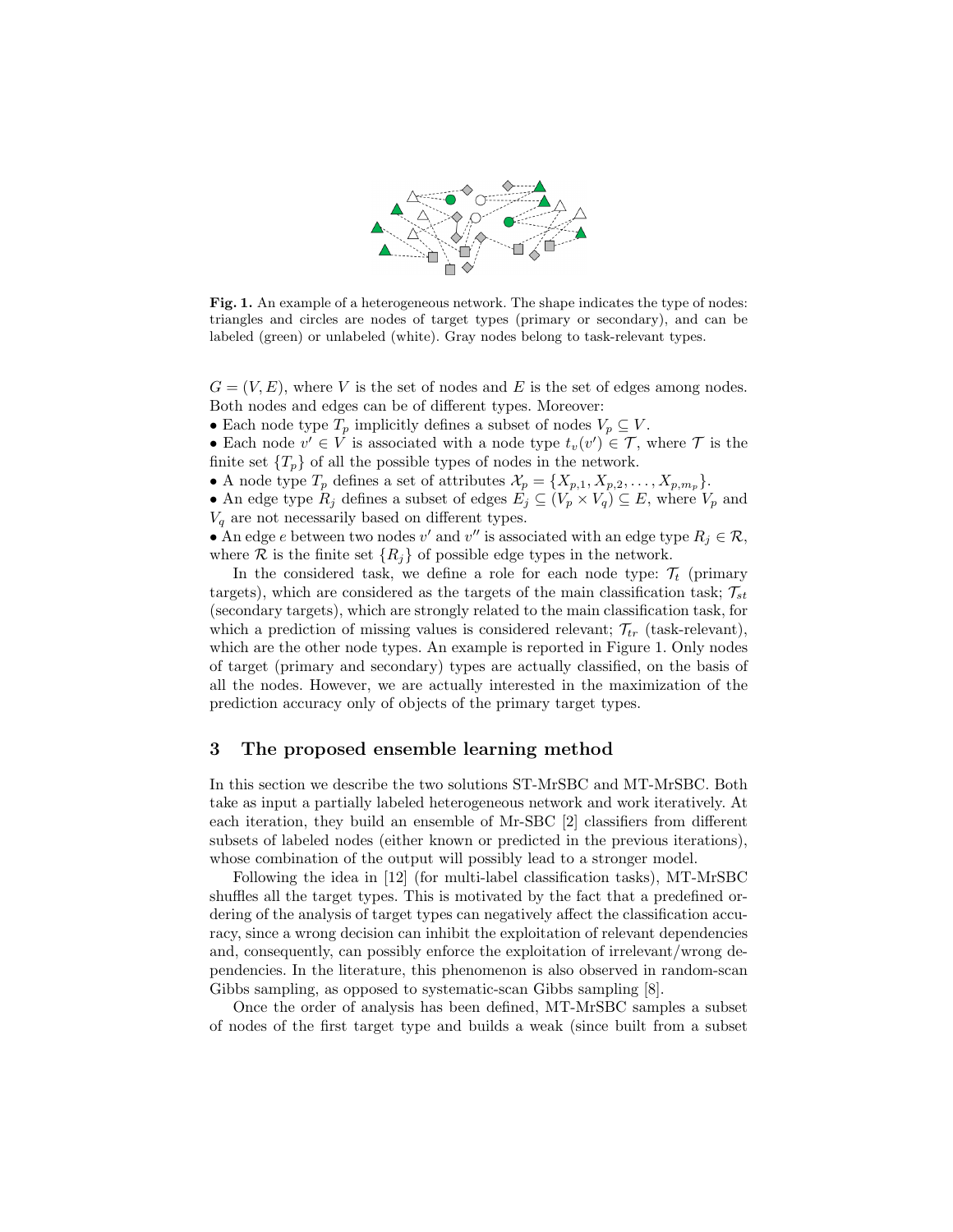**Fig. 1.** An example of a heterogeneous network. The shape indicates the type of nodes: triangles and circles are nodes of target types (primary or secondary), and can be labeled (green) or unlabeled (white). Gray nodes belong to task-relevant types.

$G = (V, E)$, where $V$ is the set of nodes and $E$ is the set of edges among nodes. Both nodes and edges can be of different types. Moreover:

- Each node type $T_p$ implicitly defines a subset of nodes $V_p \subseteq V$.
- Each node $v' \in V$ is associated with a node type $t_v(v') \in \mathcal{T}$, where $\mathcal{T}$ is the finite set $\{T_p\}$ of all the possible types of nodes in the network.
- A node type $T_p$ defines a set of attributes $\mathcal{X}_p = \{X_{p,1}, X_{p,2}, \ldots, X_{p,m_p}\}$.
- An edge type $R_j$ defines a subset of edges $E_j \subseteq (V_p \times V_q) \subseteq E$, where $V_p$ and $V_q$ are not necessarily based on different types.
- An edge $e$ between two nodes $v'$ and $v''$ is associated with an edge type $R_j \in \mathcal{R}$, where $\mathcal{R}$ is the finite set $\{R_j\}$ of possible edge types in the network.

In the considered task, we define a role for each node type: $\mathcal{T}_t$ (primary targets), which are considered as the targets of the main classification task; $\mathcal{T}_{st}$ (secondary targets), which are strongly related to the main classification task, for which a prediction of missing values is considered relevant; $\mathcal{T}_{tr}$ (task-relevant), which are the other node types. An example is reported in Figure 1. Only nodes of target (primary and secondary) types are actually classified, on the basis of all the nodes. However, we are actually interested in the maximization of the prediction accuracy only of objects of the primary target types.

## 3 The proposed ensemble learning method

In this section we describe the two solutions ST-MrSBC and MT-MrSBC. Both take as input a partially labeled heterogeneous network and work iteratively. At each iteration, they build an ensemble of Mr-SBC [2] classifiers from different subsets of labeled nodes (either known or predicted in the previous iterations), whose combination of the output will possibly lead to a stronger model.

Following the idea in [12] (for multi-label classification tasks), MT-MrSBC shuffles all the target types. This is motivated by the fact that a predefined ordering of the analysis of target types can negatively affect the classification accuracy, since a wrong decision can inhibit the exploitation of relevant dependencies and, consequently, can possibly enforce the exploitation of irrelevant/wrong dependencies. In the literature, this phenomenon is also observed in random-scan Gibbs sampling, as opposed to systematic-scan Gibbs sampling [8].

Once the order of analysis has been defined, MT-MrSBC samples a subset of nodes of the first target type and builds a weak (since built from a subset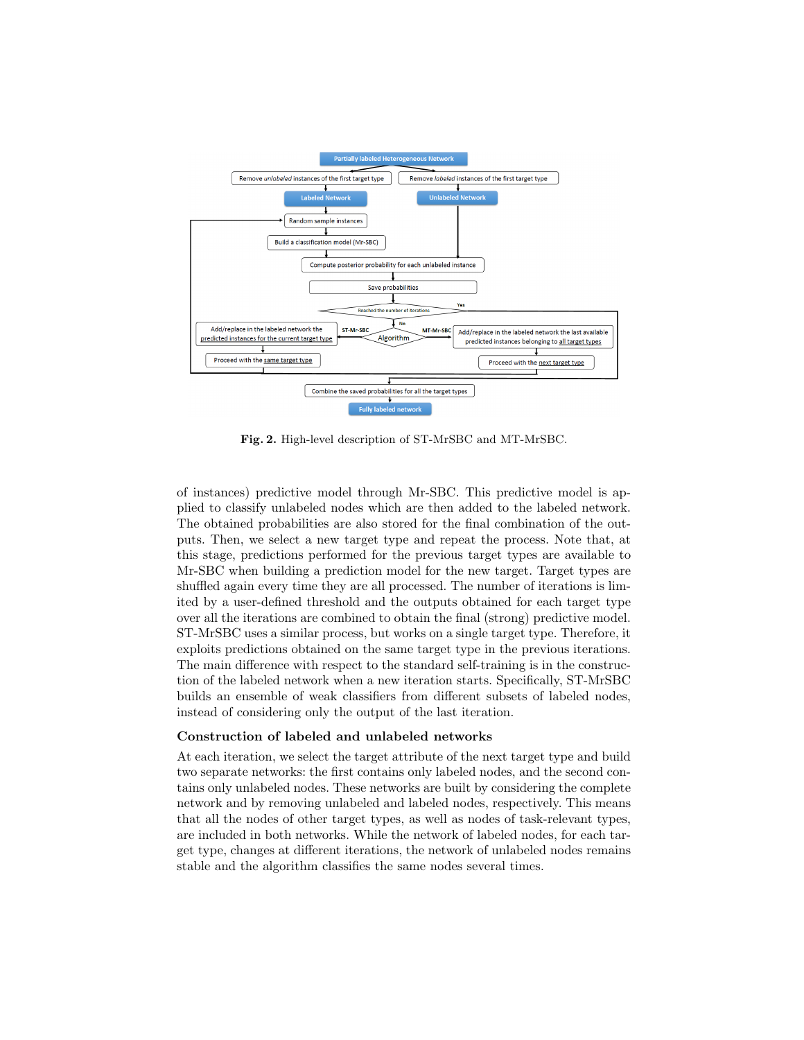Fig. 2. High-level description of ST-MrSBC and MT-MrSBC.

of instances) predictive model through Mr-SBC. This predictive model is applied to classify unlabeled nodes which are then added to the labeled network. The obtained probabilities are also stored for the final combination of the outputs. Then, we select a new target type and repeat the process. Note that, at this stage, predictions performed for the previous target types are available to Mr-SBC when building a prediction model for the new target. Target types are shuffled again every time they are all processed. The number of iterations is limited by a user-defined threshold and the outputs obtained for each target type over all the iterations are combined to obtain the final (strong) predictive model. ST-MrSBC uses a similar process, but works on a single target type. Therefore, it exploits predictions obtained on the same target type in the previous iterations. The main difference with respect to the standard self-training is in the construction of the labeled network when a new iteration starts. Specifically, ST-MrSBC builds an ensemble of weak classifiers from different subsets of labeled nodes, instead of considering only the output of the last iteration.

### Construction of labeled and unlabeled networks

At each iteration, we select the target attribute of the next target type and build two separate networks: the first contains only labeled nodes, and the second contains only unlabeled nodes. These networks are built by considering the complete network and by removing unlabeled and labeled nodes, respectively. This means that all the nodes of other target types, as well as nodes of task-relevant types, are included in both networks. While the network of labeled nodes, for each target type, changes at different iterations, the network of unlabeled nodes remains stable and the algorithm classifies the same nodes several times.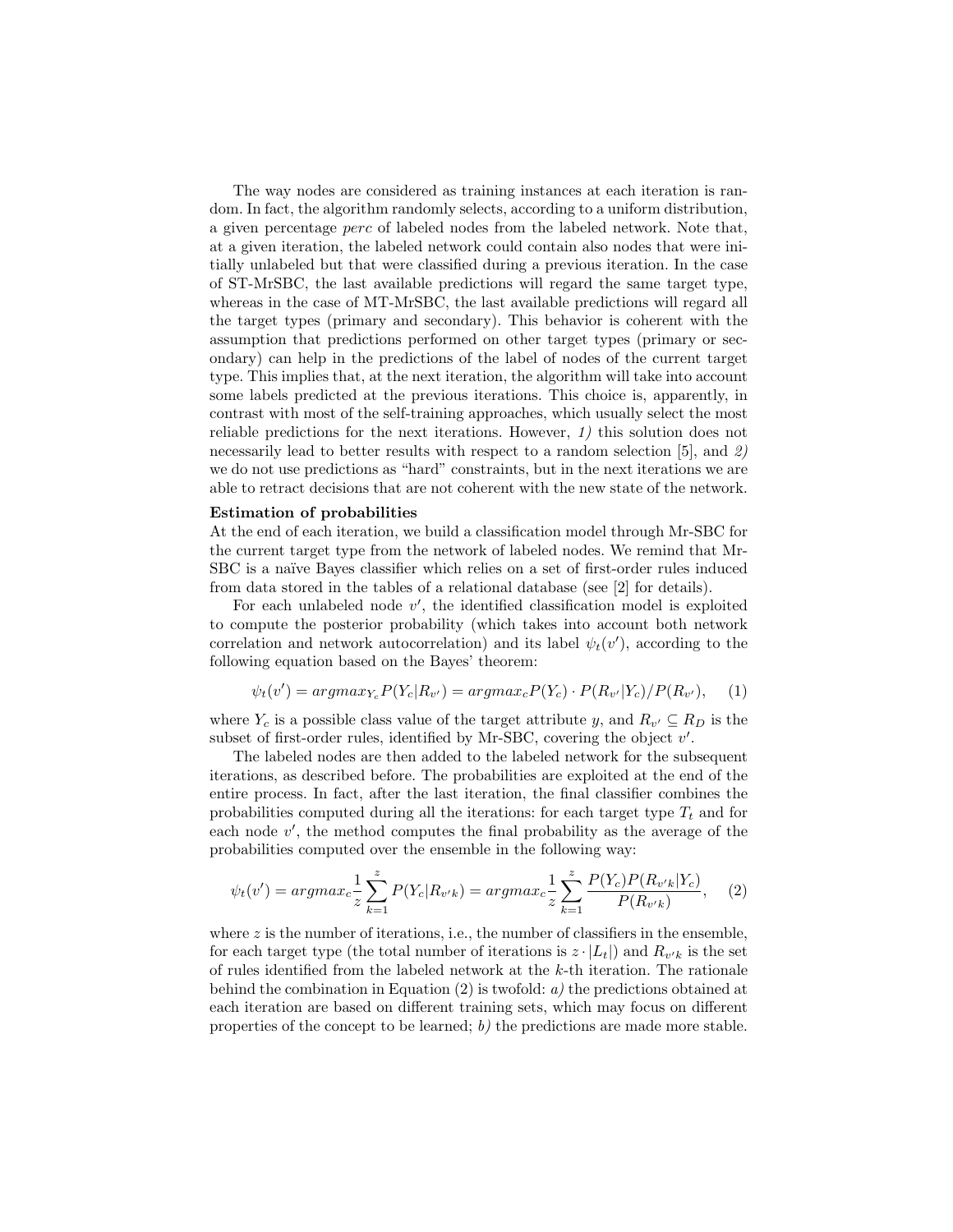The way nodes are considered as training instances at each iteration is random. In fact, the algorithm randomly selects, according to a uniform distribution, a given percentage *perc* of labeled nodes from the labeled network. Note that, at a given iteration, the labeled network could contain also nodes that were initially unlabeled but that were classified during a previous iteration. In the case of ST-MrSBC, the last available predictions will regard the same target type, whereas in the case of MT-MrSBC, the last available predictions will regard all the target types (primary and secondary). This behavior is coherent with the assumption that predictions performed on other target types (primary or secondary) can help in the predictions of the label of nodes of the current target type. This implies that, at the next iteration, the algorithm will take into account some labels predicted at the previous iterations. This choice is, apparently, in contrast with most of the self-training approaches, which usually select the most reliable predictions for the next iterations. However, *1)* this solution does not necessarily lead to better results with respect to a random selection [5], and *2)* we do not use predictions as "hard" constraints, but in the next iterations we are able to retract decisions that are not coherent with the new state of the network.

**Estimation of probabilities**

At the end of each iteration, we build a classification model through Mr-SBC for the current target type from the network of labeled nodes. We remind that Mr-SBC is a naïve Bayes classifier which relies on a set of first-order rules induced from data stored in the tables of a relational database (see [2] for details).

For each unlabeled node $v'$, the identified classification model is exploited to compute the posterior probability (which takes into account both network correlation and network autocorrelation) and its label $\psi_t(v')$, according to the following equation based on the Bayes' theorem:

$$\psi_t(v') = argmax_{Y_c} P(Y_c|R_{v'}) = argmax_c P(Y_c) \cdot P(R_{v'}|Y_c)/P(R_{v'}), \quad (1)$$

where $Y_c$ is a possible class value of the target attribute $y$, and $R_{v'} \subseteq R_D$ is the subset of first-order rules, identified by Mr-SBC, covering the object $v'$.

The labeled nodes are then added to the labeled network for the subsequent iterations, as described before. The probabilities are exploited at the end of the entire process. In fact, after the last iteration, the final classifier combines the probabilities computed during all the iterations: for each target type $T_t$ and for each node $v'$, the method computes the final probability as the average of the probabilities computed over the ensemble in the following way:

$$\psi_t(v') = argmax_c \frac{1}{z} \sum_{k=1}^{z} P(Y_c|R_{v'k}) = argmax_c \frac{1}{z} \sum_{k=1}^{z} \frac{P(Y_c) P(R_{v'k}|Y_c)}{P(R_{v'k})}, \quad (2)$$

where $z$ is the number of iterations, i.e., the number of classifiers in the ensemble, for each target type (the total number of iterations is $z \cdot |L_t|$) and $R_{v'k}$ is the set of rules identified from the labeled network at the $k$-th iteration. The rationale behind the combination in Equation (2) is twofold: *a)* the predictions obtained at each iteration are based on different training sets, which may focus on different properties of the concept to be learned; *b)* the predictions are made more stable.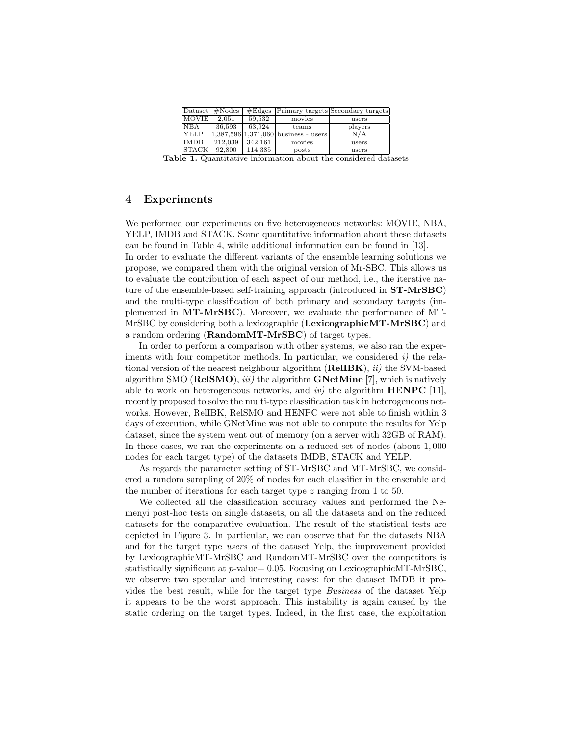| Dataset | #Nodes | #Edges | Primary targets | Secondary targets |
|---|---|---|---|---|
| MOVIE | 2,051 | 59,532 | movies | users |
| NBA | 36,593 | 63,924 | teams | players |
| YELP | 1,387,596 | 1,371,060 | business - users | N/A |
| IMDB | 212,039 | 342,161 | movies | users |
| STACK | 92,800 | 114,385 | posts | users |

**Table 1.** Quantitative information about the considered datasets

## 4 Experiments

We performed our experiments on five heterogeneous networks: MOVIE, NBA, YELP, IMDB and STACK. Some quantitative information about these datasets can be found in Table 4, while additional information can be found in [13].

In order to evaluate the different variants of the ensemble learning solutions we propose, we compared them with the original version of Mr-SBC. This allows us to evaluate the contribution of each aspect of our method, i.e., the iterative nature of the ensemble-based self-training approach (introduced in **ST-MrSBC**) and the multi-type classification of both primary and secondary targets (implemented in **MT-MrSBC**). Moreover, we evaluate the performance of MT-MrSBC by considering both a lexicographic (**LexicographicMT-MrSBC**) and a random ordering (**RandomMT-MrSBC**) of target types.

In order to perform a comparison with other systems, we also ran the experiments with four competitor methods. In particular, we considered *i)* the relational version of the nearest neighbour algorithm (**RelIBK**), *ii)* the SVM-based algorithm SMO (**RelSMO**), *iii)* the algorithm **GNetMine** [7], which is natively able to work on heterogeneous networks, and *iv)* the algorithm **HENPC** [11], recently proposed to solve the multi-type classification task in heterogeneous networks. However, RelIBK, RelSMO and HENPC were not able to finish within 3 days of execution, while GNetMine was not able to compute the results for Yelp dataset, since the system went out of memory (on a server with 32GB of RAM). In these cases, we ran the experiments on a reduced set of nodes (about $1,000$ nodes for each target type) of the datasets IMDB, STACK and YELP.

As regards the parameter setting of ST-MrSBC and MT-MrSBC, we considered a random sampling of 20% of nodes for each classifier in the ensemble and the number of iterations for each target type $z$ ranging from 1 to 50.

We collected all the classification accuracy values and performed the Nemenyi post-hoc tests on single datasets, on all the datasets and on the reduced datasets for the comparative evaluation. The result of the statistical tests are depicted in Figure 3. In particular, we can observe that for the datasets NBA and for the target type *users* of the dataset Yelp, the improvement provided by LexicographicMT-MrSBC and RandomMT-MrSBC over the competitors is statistically significant at $p$-value$= 0.05$. Focusing on LexicographicMT-MrSBC, we observe two specular and interesting cases: for the dataset IMDB it provides the best result, while for the target type *Business* of the dataset Yelp it appears to be the worst approach. This instability is again caused by the static ordering on the target types. Indeed, in the first case, the exploitation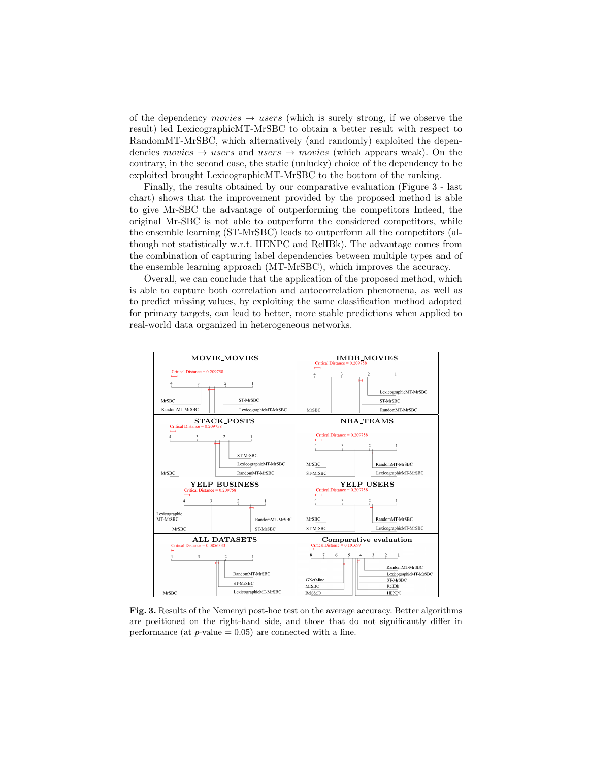of the dependency *movies* → *users* (which is surely strong, if we observe the result) led LexicographicMT-MrSBC to obtain a better result with respect to RandomMT-MrSBC, which alternatively (and randomly) exploited the dependencies *movies* → *users* and *users* → *movies* (which appears weak). On the contrary, in the second case, the static (unlucky) choice of the dependency to be exploited brought LexicographicMT-MrSBC to the bottom of the ranking.

Finally, the results obtained by our comparative evaluation (Figure 3 - last chart) shows that the improvement provided by the proposed method is able to give Mr-SBC the advantage of outperforming the competitors Indeed, the original Mr-SBC is not able to outperform the considered competitors, while the ensemble learning (ST-MrSBC) leads to outperform all the competitors (although not statistically w.r.t. HENPC and RelIBk). The advantage comes from the combination of capturing label dependencies between multiple types and of the ensemble learning approach (MT-MrSBC), which improves the accuracy.

Overall, we can conclude that the application of the proposed method, which is able to capture both correlation and autocorrelation phenomena, as well as to predict missing values, by exploiting the same classification method adopted for primary targets, can lead to better, more stable predictions when applied to real-world data organized in heterogeneous networks.

**Fig. 3.** Results of the Nemenyi post-hoc test on the average accuracy. Better algorithms are positioned on the right-hand side, and those that do not significantly differ in performance (at $p$-value = 0.05) are connected with a line.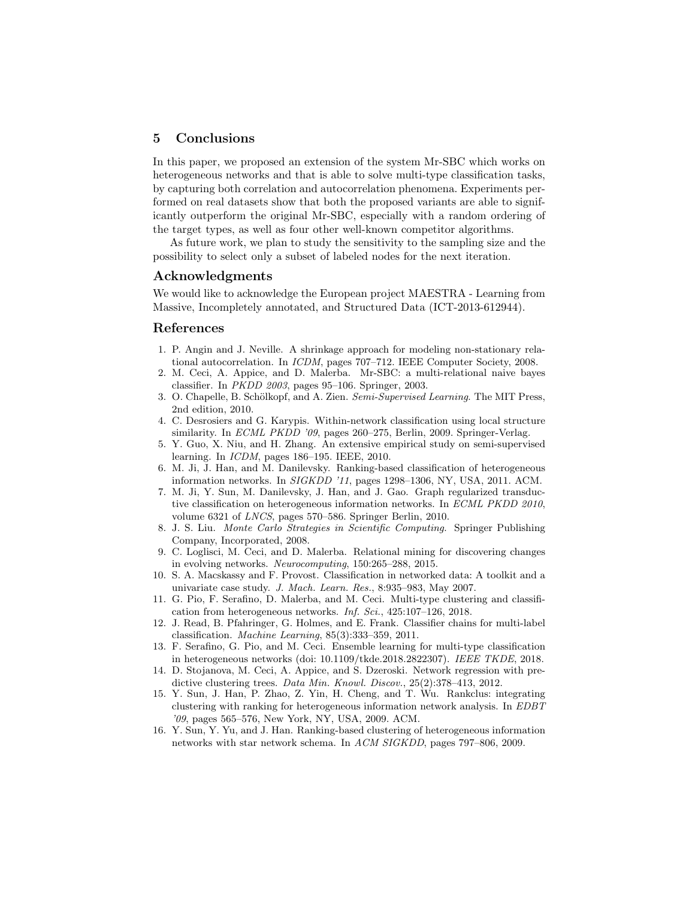## 5 Conclusions

In this paper, we proposed an extension of the system Mr-SBC which works on heterogeneous networks and that is able to solve multi-type classification tasks, by capturing both correlation and autocorrelation phenomena. Experiments performed on real datasets show that both the proposed variants are able to significantly outperform the original Mr-SBC, especially with a random ordering of the target types, as well as four other well-known competitor algorithms.

As future work, we plan to study the sensitivity to the sampling size and the possibility to select only a subset of labeled nodes for the next iteration.

### Acknowledgments

We would like to acknowledge the European project MAESTRA - Learning from Massive, Incompletely annotated, and Structured Data (ICT-2013-612944).

### References

1. P. Angin and J. Neville. A shrinkage approach for modeling non-stationary relational autocorrelation. In *ICDM*, pages 707–712. IEEE Computer Society, 2008.
2. M. Ceci, A. Appice, and D. Malerba. Mr-SBC: a multi-relational naive bayes classifier. In *PKDD 2003*, pages 95–106. Springer, 2003.
3. O. Chapelle, B. Schölkopf, and A. Zien. *Semi-Supervised Learning*. The MIT Press, 2nd edition, 2010.
4. C. Desrosiers and G. Karypis. Within-network classification using local structure similarity. In *ECML PKDD '09*, pages 260–275, Berlin, 2009. Springer-Verlag.
5. Y. Guo, X. Niu, and H. Zhang. An extensive empirical study on semi-supervised learning. In *ICDM*, pages 186–195. IEEE, 2010.
6. M. Ji, J. Han, and M. Danilevsky. Ranking-based classification of heterogeneous information networks. In *SIGKDD '11*, pages 1298–1306, NY, USA, 2011. ACM.
7. M. Ji, Y. Sun, M. Danilevsky, J. Han, and J. Gao. Graph regularized transductive classification on heterogeneous information networks. In *ECML PKDD 2010*, volume 6321 of *LNCS*, pages 570–586. Springer Berlin, 2010.
8. J. S. Liu. *Monte Carlo Strategies in Scientific Computing*. Springer Publishing Company, Incorporated, 2008.
9. C. Loglisci, M. Ceci, and D. Malerba. Relational mining for discovering changes in evolving networks. *Neurocomputing*, 150:265–288, 2015.
10. S. A. Macskassy and F. Provost. Classification in networked data: A toolkit and a univariate case study. *J. Mach. Learn. Res.*, 8:935–983, May 2007.
11. G. Pio, F. Serafino, D. Malerba, and M. Ceci. Multi-type clustering and classification from heterogeneous networks. *Inf. Sci.*, 425:107–126, 2018.
12. J. Read, B. Pfahringer, G. Holmes, and E. Frank. Classifier chains for multi-label classification. *Machine Learning*, 85(3):333–359, 2011.
13. F. Serafino, G. Pio, and M. Ceci. Ensemble learning for multi-type classification in heterogeneous networks (doi: 10.1109/tkde.2018.2822307). *IEEE TKDE*, 2018.
14. D. Stojanova, M. Ceci, A. Appice, and S. Dzeroski. Network regression with predictive clustering trees. *Data Min. Knowl. Discov.*, 25(2):378–413, 2012.
15. Y. Sun, J. Han, P. Zhao, Z. Yin, H. Cheng, and T. Wu. Rankclus: integrating clustering with ranking for heterogeneous information network analysis. In *EDBT '09*, pages 565–576, New York, NY, USA, 2009. ACM.
16. Y. Sun, Y. Yu, and J. Han. Ranking-based clustering of heterogeneous information networks with star network schema. In *ACM SIGKDD*, pages 797–806, 2009.